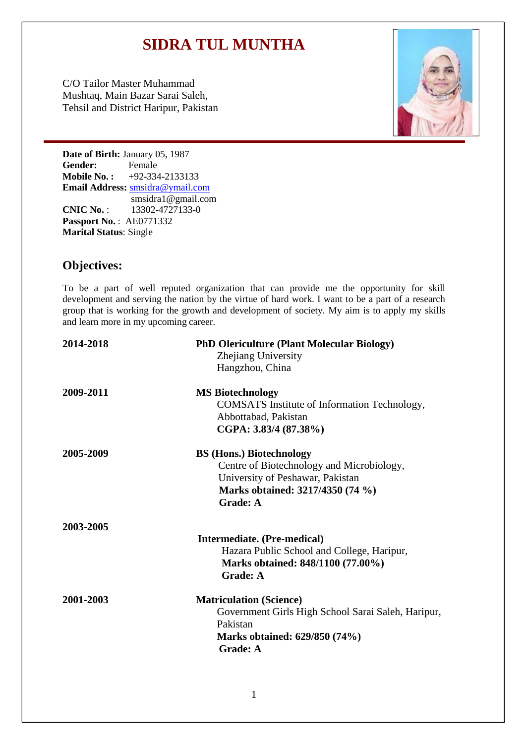# SIDRA TUL MUNTHA

C/O Tailor Master Muhammad
Mushtaq, Main Bazar Sarai Saleh,
Tehsil and District Haripur, Pakistan

**Date of Birth:** January 05, 1987
**Gender:** Female
**Mobile No. :** +92-334-2133133
**Email Address:** smsidra@ymail.com
smsidra1@gmail.com
**CNIC No.** : 13302-4727133-0
**Passport No.** : AE0771332
**Marital Status**: Single

## Objectives:

To be a part of well reputed organization that can provide me the opportunity for skill development and serving the nation by the virtue of hard work. I want to be a part of a research group that is working for the growth and development of society. My aim is to apply my skills and learn more in my upcoming career.

**2014-2018**

**PhD Olericulture (Plant Molecular Biology)**
Zhejiang University
Hangzhou, China

**2009-2011**

**MS Biotechnology**
COMSATS Institute of Information Technology,
Abbottabad, Pakistan
**CGPA: 3.83/4 (87.38%)**

**2005-2009**

**BS (Hons.) Biotechnology**
Centre of Biotechnology and Microbiology,
University of Peshawar, Pakistan
**Marks obtained: 3217/4350 (74 %)**
**Grade: A**

**2003-2005**

**Intermediate. (Pre-medical)**
Hazara Public School and College, Haripur,
**Marks obtained: 848/1100 (77.00%)**
**Grade: A**

**2001-2003**

**Matriculation (Science)**
Government Girls High School Sarai Saleh, Haripur,
Pakistan
**Marks obtained: 629/850 (74%)**
**Grade: A**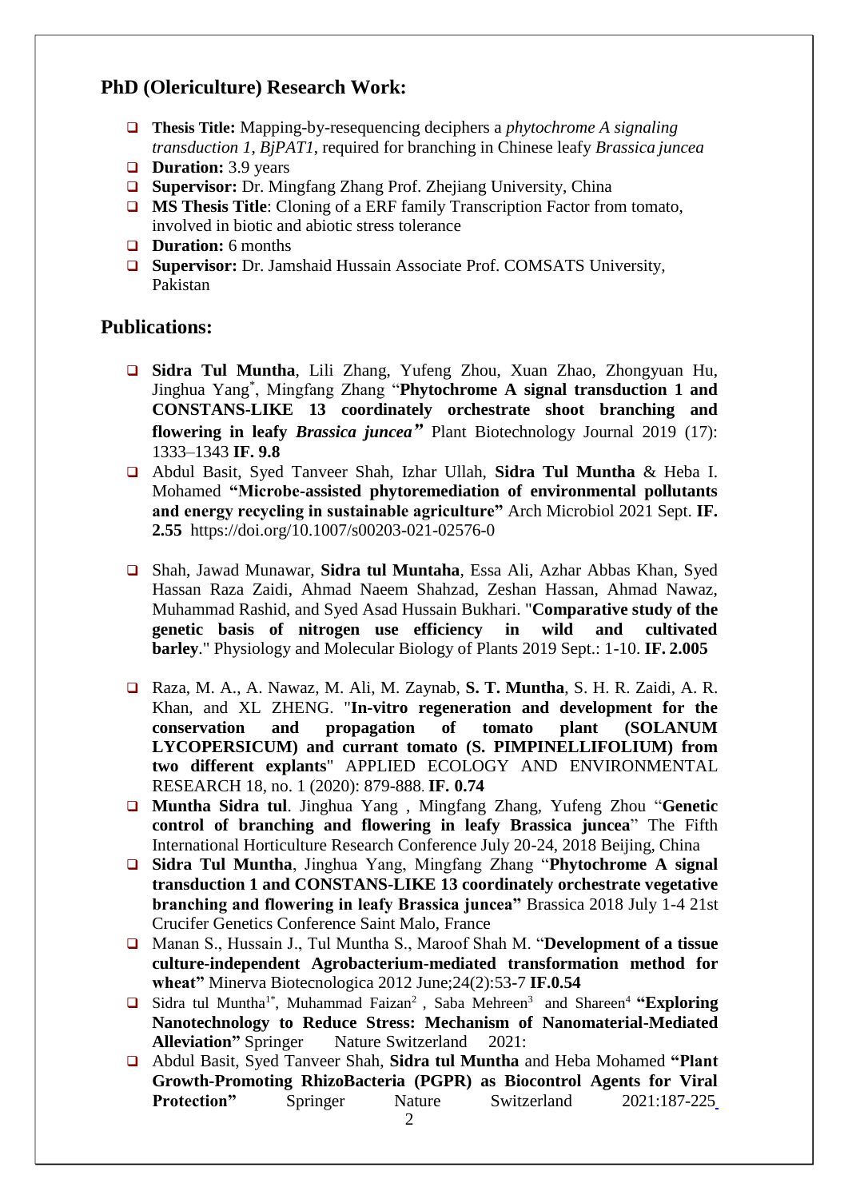## PhD (Olericulture) Research Work:

- **Thesis Title:** Mapping-by-resequencing deciphers a *phytochrome A signaling transduction 1*, *BjPAT1*, required for branching in Chinese leafy *Brassica juncea*
- **Duration:** 3.9 years
- **Supervisor:** Dr. Mingfang Zhang Prof. Zhejiang University, China
- **MS Thesis Title**: Cloning of a ERF family Transcription Factor from tomato, involved in biotic and abiotic stress tolerance
- **Duration:** 6 months
- **Supervisor:** Dr. Jamshaid Hussain Associate Prof. COMSATS University, Pakistan

## Publications:

- **Sidra Tul Muntha**, Lili Zhang, Yufeng Zhou, Xuan Zhao, Zhongyuan Hu, Jinghua Yang*, Mingfang Zhang "**Phytochrome A signal transduction 1 and CONSTANS-LIKE 13 coordinately orchestrate shoot branching and flowering in leafy *Brassica juncea*"** Plant Biotechnology Journal 2019 (17): 1333–1343 **IF. 9.8**
- Abdul Basit, Syed Tanveer Shah, Izhar Ullah, **Sidra Tul Muntha** & Heba I. Mohamed **"Microbe-assisted phytoremediation of environmental pollutants and energy recycling in sustainable agriculture"** Arch Microbiol 2021 Sept. **IF. 2.55** https://doi.org/10.1007/s00203-021-02576-0
- Shah, Jawad Munawar, **Sidra tul Muntaha**, Essa Ali, Azhar Abbas Khan, Syed Hassan Raza Zaidi, Ahmad Naeem Shahzad, Zeshan Hassan, Ahmad Nawaz, Muhammad Rashid, and Syed Asad Hussain Bukhari. "**Comparative study of the genetic basis of nitrogen use efficiency in wild and cultivated barley**." Physiology and Molecular Biology of Plants 2019 Sept.: 1-10. **IF. 2.005**
- Raza, M. A., A. Nawaz, M. Ali, M. Zaynab, **S. T. Muntha**, S. H. R. Zaidi, A. R. Khan, and XL ZHENG. "**In-vitro regeneration and development for the conservation and propagation of tomato plant (SOLANUM LYCOPERSICUM) and currant tomato (S. PIMPINELLIFOLIUM) from two different explants**" APPLIED ECOLOGY AND ENVIRONMENTAL RESEARCH 18, no. 1 (2020): 879-888. **IF. 0.74**
- **Muntha Sidra tul**. Jinghua Yang , Mingfang Zhang, Yufeng Zhou "**Genetic control of branching and flowering in leafy Brassica juncea**" The Fifth International Horticulture Research Conference July 20-24, 2018 Beijing, China
- **Sidra Tul Muntha**, Jinghua Yang, Mingfang Zhang "**Phytochrome A signal transduction 1 and CONSTANS-LIKE 13 coordinately orchestrate vegetative branching and flowering in leafy Brassica juncea"** Brassica 2018 July 1-4 21st Crucifer Genetics Conference Saint Malo, France
- Manan S., Hussain J., Tul Muntha S., Maroof Shah M. "**Development of a tissue culture-independent Agrobacterium-mediated transformation method for wheat"** Minerva Biotecnologica 2012 June;24(2):53-7 **IF.0.54**
- Sidra tul Muntha[1*], Muhammad Faizan[2] , Saba Mehreen[3] and Shareen[4] **"Exploring Nanotechnology to Reduce Stress: Mechanism of Nanomaterial-Mediated Alleviation"** Springer Nature Switzerland 2021:
- Abdul Basit, Syed Tanveer Shah, **Sidra tul Muntha** and Heba Mohamed **"Plant Growth-Promoting RhizoBacteria (PGPR) as Biocontrol Agents for Viral Protection"** Springer Nature Switzerland 2021:187-225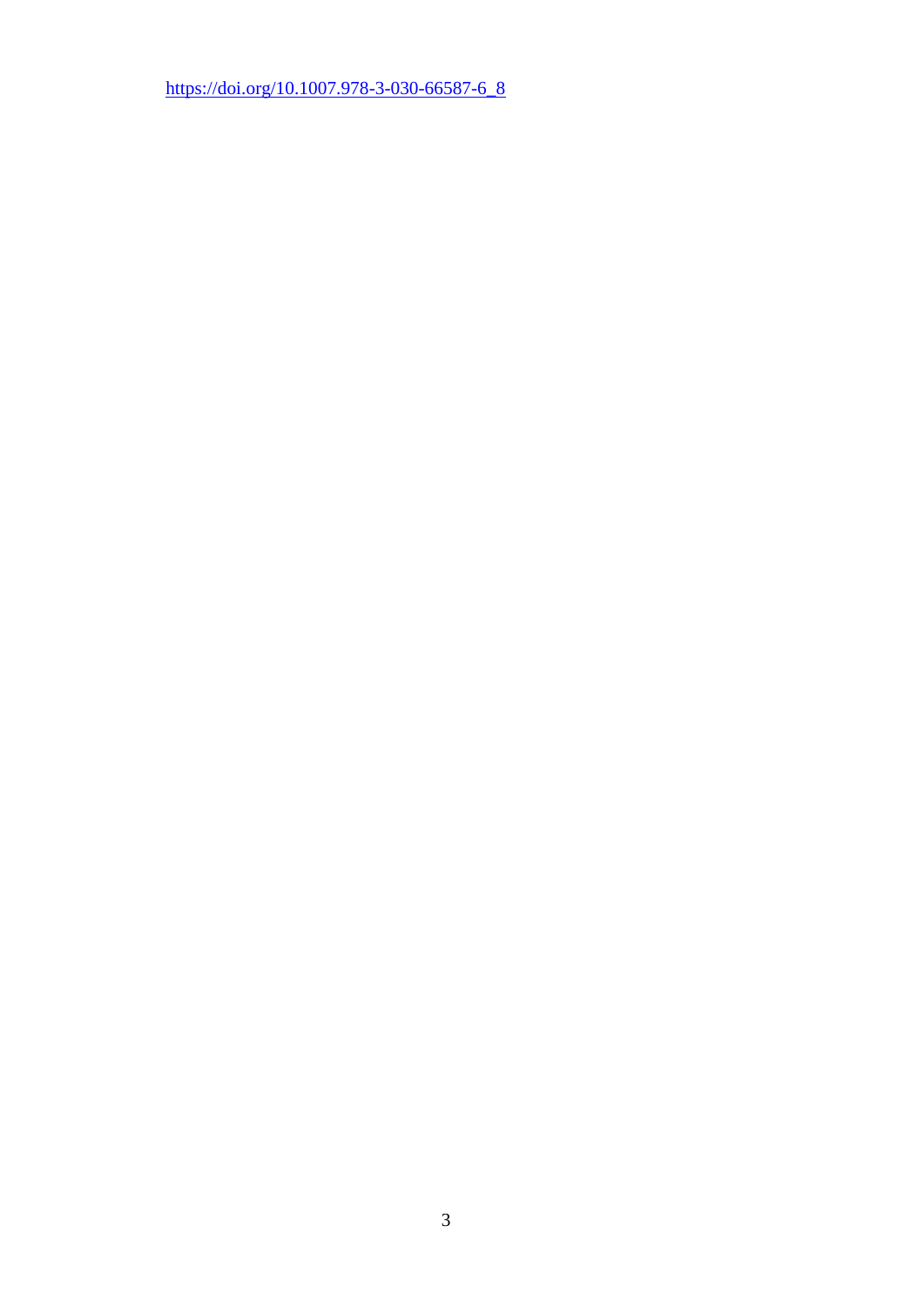https://doi.org/10.1007.978-3-030-66587-6_8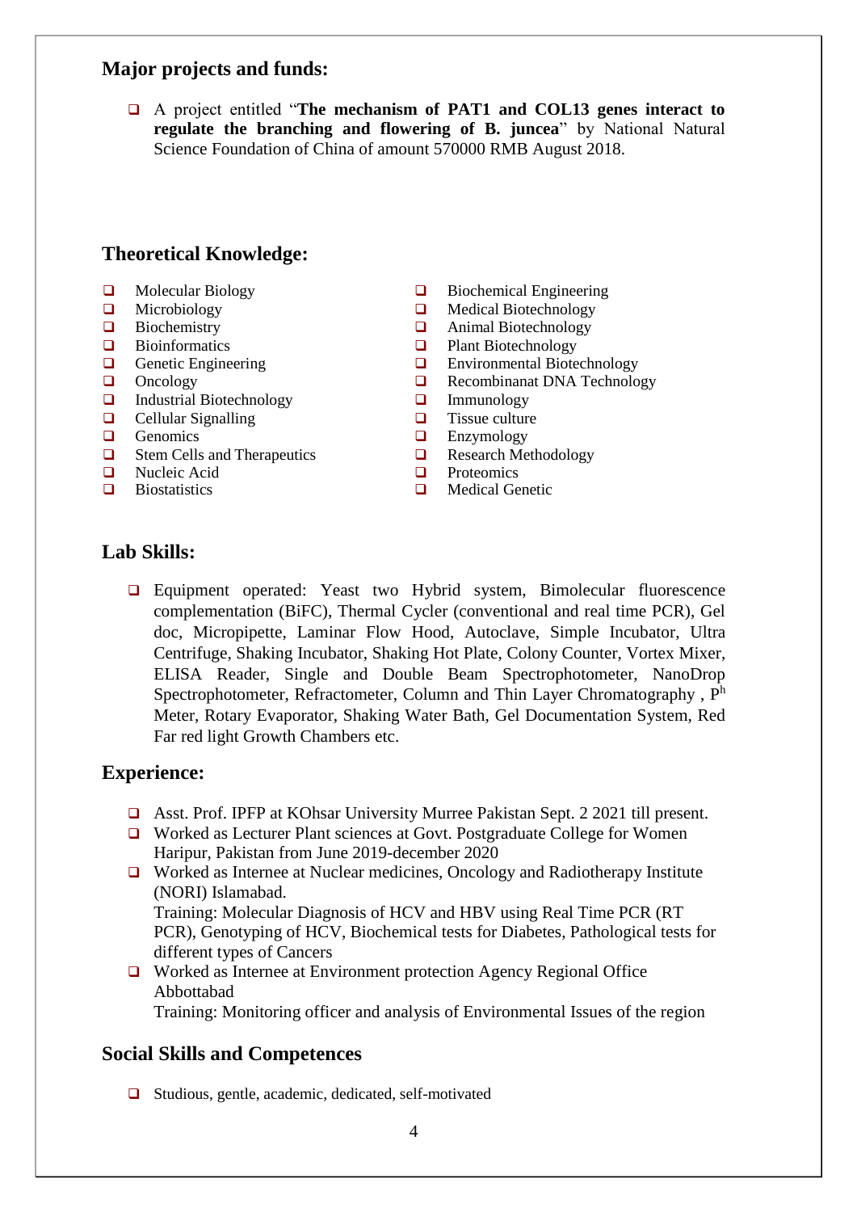## Major projects and funds:

- A project entitled "**The mechanism of PAT1 and COL13 genes interact to regulate the branching and flowering of B. juncea**" by National Natural Science Foundation of China of amount 570000 RMB August 2018.

## Theoretical Knowledge:

- Molecular Biology
- Microbiology
- Biochemistry
- Bioinformatics
- Genetic Engineering
- Oncology
- Industrial Biotechnology
- Cellular Signalling
- Genomics
- Stem Cells and Therapeutics
- Nucleic Acid
- Biostatistics
- Biochemical Engineering
- Medical Biotechnology
- Animal Biotechnology
- Plant Biotechnology
- Environmental Biotechnology
- Recombinanat DNA Technology
- Immunology
- Tissue culture
- Enzymology
- Research Methodology
- Proteomics
- Medical Genetic

## Lab Skills:

- Equipment operated: Yeast two Hybrid system, Bimolecular fluorescence complementation (BiFC), Thermal Cycler (conventional and real time PCR), Gel doc, Micropipette, Laminar Flow Hood, Autoclave, Simple Incubator, Ultra Centrifuge, Shaking Incubator, Shaking Hot Plate, Colony Counter, Vortex Mixer, ELISA Reader, Single and Double Beam Spectrophotometer, NanoDrop Spectrophotometer, Refractometer, Column and Thin Layer Chromatography , $P^h$ Meter, Rotary Evaporator, Shaking Water Bath, Gel Documentation System, Red Far red light Growth Chambers etc.

## Experience:

- Asst. Prof. IPFP at KOhsar University Murree Pakistan Sept. 2 2021 till present.
- Worked as Lecturer Plant sciences at Govt. Postgraduate College for Women Haripur, Pakistan from June 2019-december 2020
- Worked as Internee at Nuclear medicines, Oncology and Radiotherapy Institute (NORI) Islamabad.
  Training: Molecular Diagnosis of HCV and HBV using Real Time PCR (RT PCR), Genotyping of HCV, Biochemical tests for Diabetes, Pathological tests for different types of Cancers
- Worked as Internee at Environment protection Agency Regional Office Abbottabad
  Training: Monitoring officer and analysis of Environmental Issues of the region

## Social Skills and Competences

- Studious, gentle, academic, dedicated, self-motivated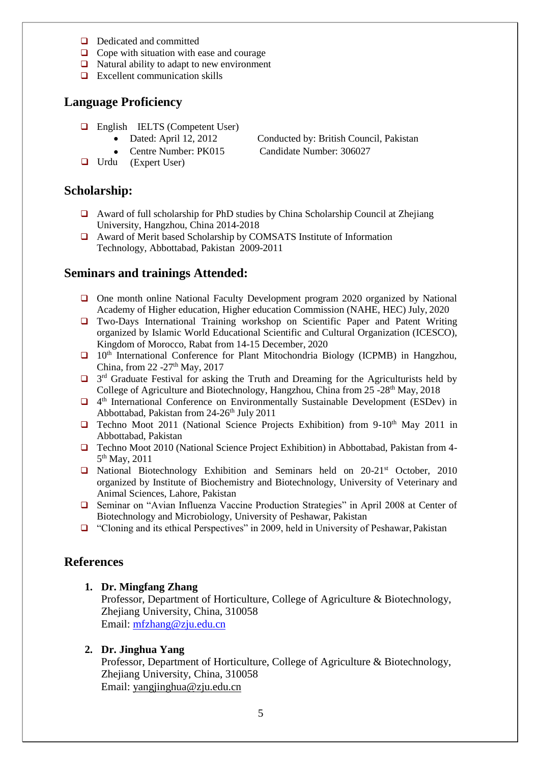- Dedicated and committed
- Cope with situation with ease and courage
- Natural ability to adapt to new environment
- Excellent communication skills

## Language Proficiency

- English IELTS (Competent User)
  - Dated: April 12, 2012 Conducted by: British Council, Pakistan
  - Centre Number: PK015 Candidate Number: 306027
- Urdu (Expert User)

## Scholarship:

- Award of full scholarship for PhD studies by China Scholarship Council at Zhejiang University, Hangzhou, China 2014-2018
- Award of Merit based Scholarship by COMSATS Institute of Information Technology, Abbottabad, Pakistan 2009-2011

## Seminars and trainings Attended:

- One month online National Faculty Development program 2020 organized by National Academy of Higher education, Higher education Commission (NAHE, HEC) July, 2020
- Two-Days International Training workshop on Scientific Paper and Patent Writing organized by Islamic World Educational Scientific and Cultural Organization (ICESCO), Kingdom of Morocco, Rabat from 14-15 December, 2020
- 10th International Conference for Plant Mitochondria Biology (ICPMB) in Hangzhou, China, from 22 -27th May, 2017
- 3rd Graduate Festival for asking the Truth and Dreaming for the Agriculturists held by College of Agriculture and Biotechnology, Hangzhou, China from 25 -28th May, 2018
- 4th International Conference on Environmentally Sustainable Development (ESDev) in Abbottabad, Pakistan from 24-26th July 2011
- Techno Moot 2011 (National Science Projects Exhibition) from 9-10th May 2011 in Abbottabad, Pakistan
- Techno Moot 2010 (National Science Project Exhibition) in Abbottabad, Pakistan from 4-5th May, 2011
- National Biotechnology Exhibition and Seminars held on 20-21st October, 2010 organized by Institute of Biochemistry and Biotechnology, University of Veterinary and Animal Sciences, Lahore, Pakistan
- Seminar on "Avian Influenza Vaccine Production Strategies" in April 2008 at Center of Biotechnology and Microbiology, University of Peshawar, Pakistan
- "Cloning and its ethical Perspectives" in 2009, held in University of Peshawar, Pakistan

## References

1. **Dr. Mingfang Zhang**
   Professor, Department of Horticulture, College of Agriculture & Biotechnology, Zhejiang University, China, 310058
   Email: mfzhang@zju.edu.cn

2. **Dr. Jinghua Yang**
   Professor, Department of Horticulture, College of Agriculture & Biotechnology, Zhejiang University, China, 310058
   Email: yangjinghua@zju.edu.cn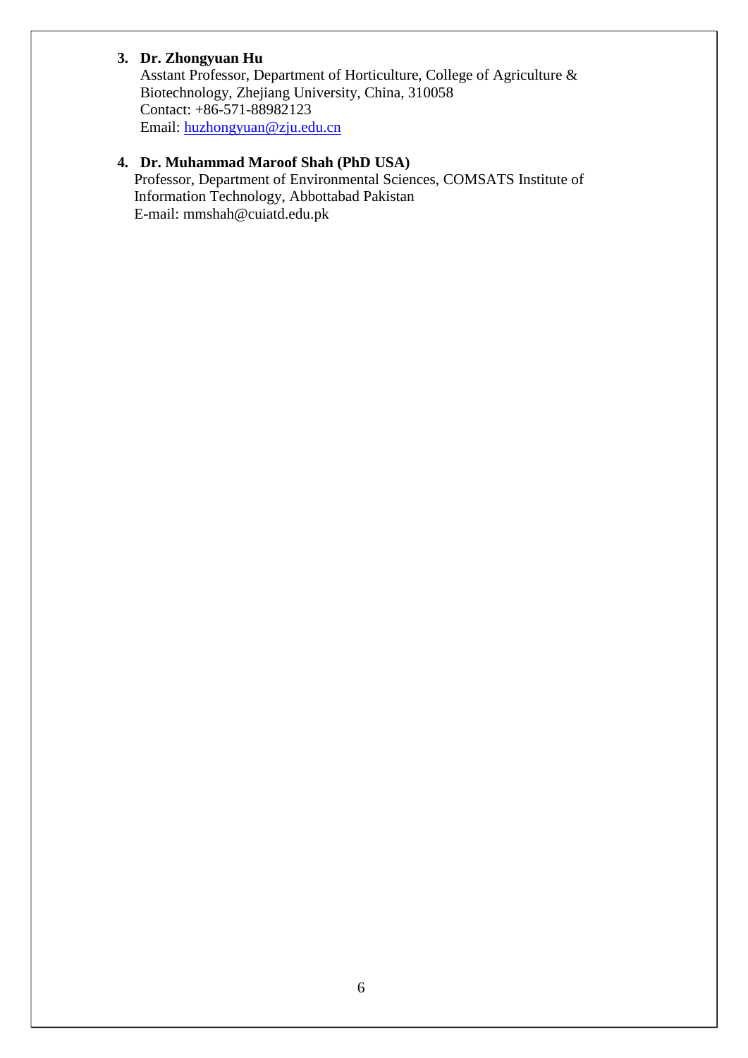3. **Dr. Zhongyuan Hu**
   Asstant Professor, Department of Horticulture, College of Agriculture & Biotechnology, Zhejiang University, China, 310058
   Contact: +86-571-88982123
   Email: huzhongyuan@zju.edu.cn

4. **Dr. Muhammad Maroof Shah (PhD USA)**
   Professor, Department of Environmental Sciences, COMSATS Institute of Information Technology, Abbottabad Pakistan
   E-mail: mmshah@cuiatd.edu.pk